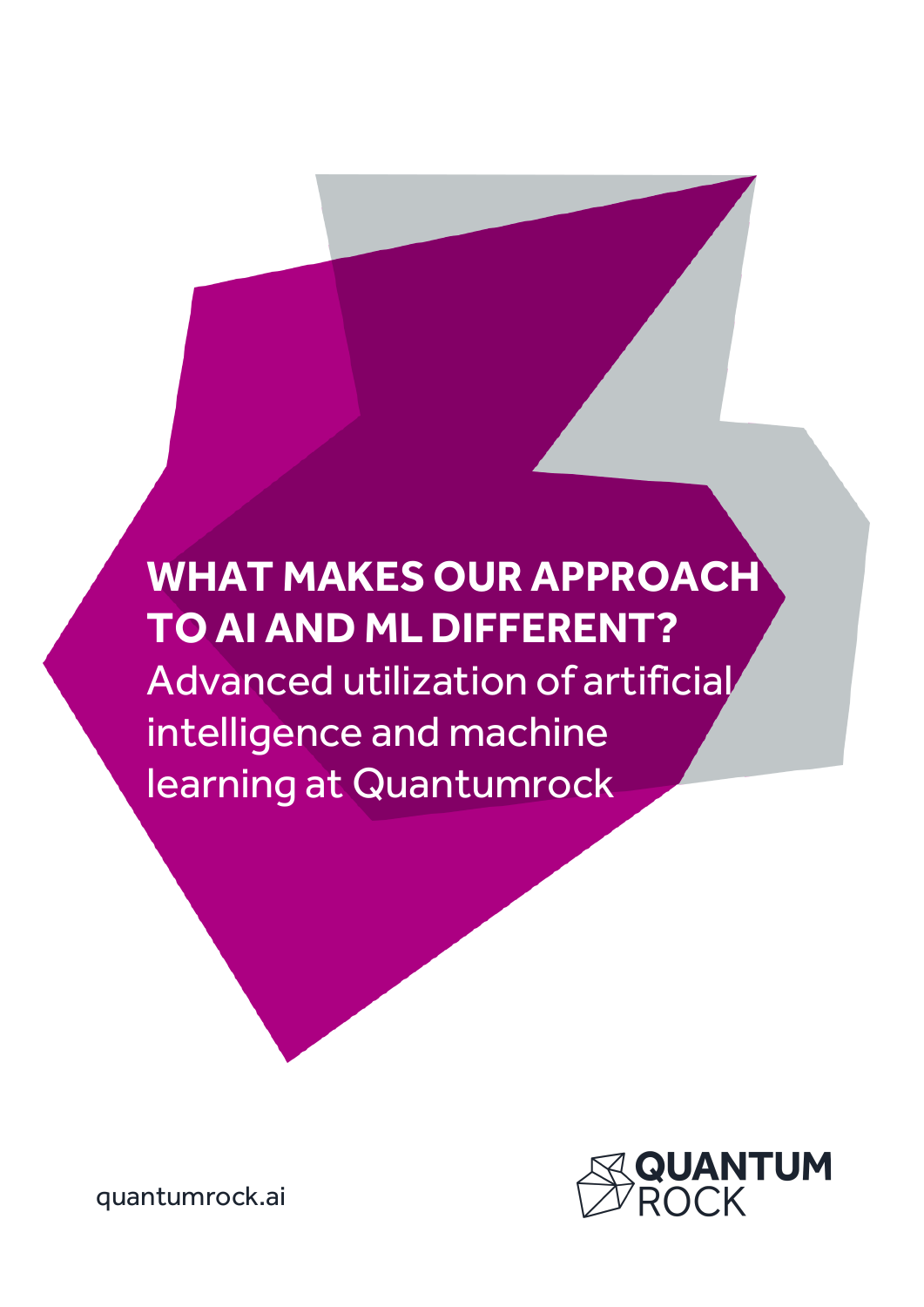# WHAT MAKES OUR APPROACH TO AI AND ML DIFFERENT?

Advanced utilization of artificial intelligence and machine learning at Quantumrock

quantumrock.ai

QUANTUM ROCK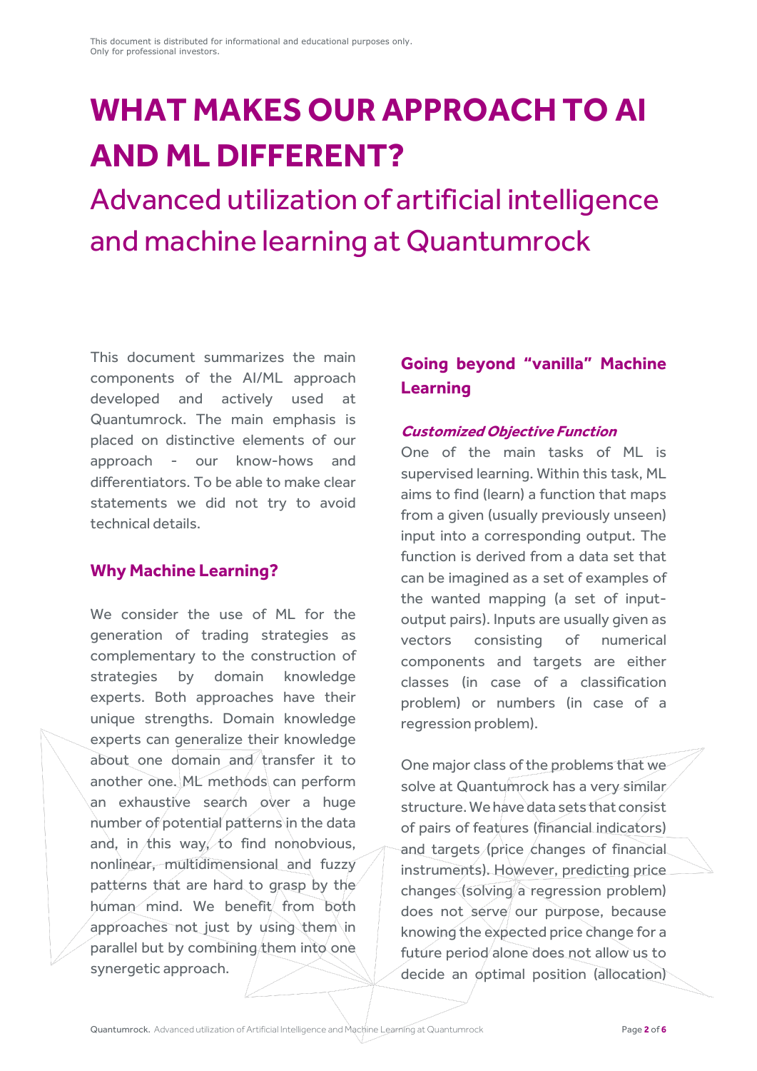This document is distributed for informational and educational purposes only.
Only for professional investors.

# WHAT MAKES OUR APPROACH TO AI AND ML DIFFERENT?

## Advanced utilization of artificial intelligence and machine learning at Quantumrock

This document summarizes the main components of the AI/ML approach developed and actively used at Quantumrock. The main emphasis is placed on distinctive elements of our approach - our know-hows and differentiators. To be able to make clear statements we did not try to avoid technical details.

### Why Machine Learning?

We consider the use of ML for the generation of trading strategies as complementary to the construction of strategies by domain knowledge experts. Both approaches have their unique strengths. Domain knowledge experts can generalize their knowledge about one domain and transfer it to another one. ML methods can perform an exhaustive search over a huge number of potential patterns in the data and, in this way, to find nonobvious, nonlinear, multidimensional and fuzzy patterns that are hard to grasp by the human mind. We benefit from both approaches not just by using them in parallel but by combining them into one synergetic approach.

### Going beyond "vanilla" Machine Learning

#### *Customized Objective Function*

One of the main tasks of ML is supervised learning. Within this task, ML aims to find (learn) a function that maps from a given (usually previously unseen) input into a corresponding output. The function is derived from a data set that can be imagined as a set of examples of the wanted mapping (a set of input-output pairs). Inputs are usually given as vectors consisting of numerical components and targets are either classes (in case of a classification problem) or numbers (in case of a regression problem).

One major class of the problems that we solve at Quantumrock has a very similar structure. We have data sets that consist of pairs of features (financial indicators) and targets (price changes of financial instruments). However, predicting price changes (solving a regression problem) does not serve our purpose, because knowing the expected price change for a future period alone does not allow us to decide an optimal position (allocation)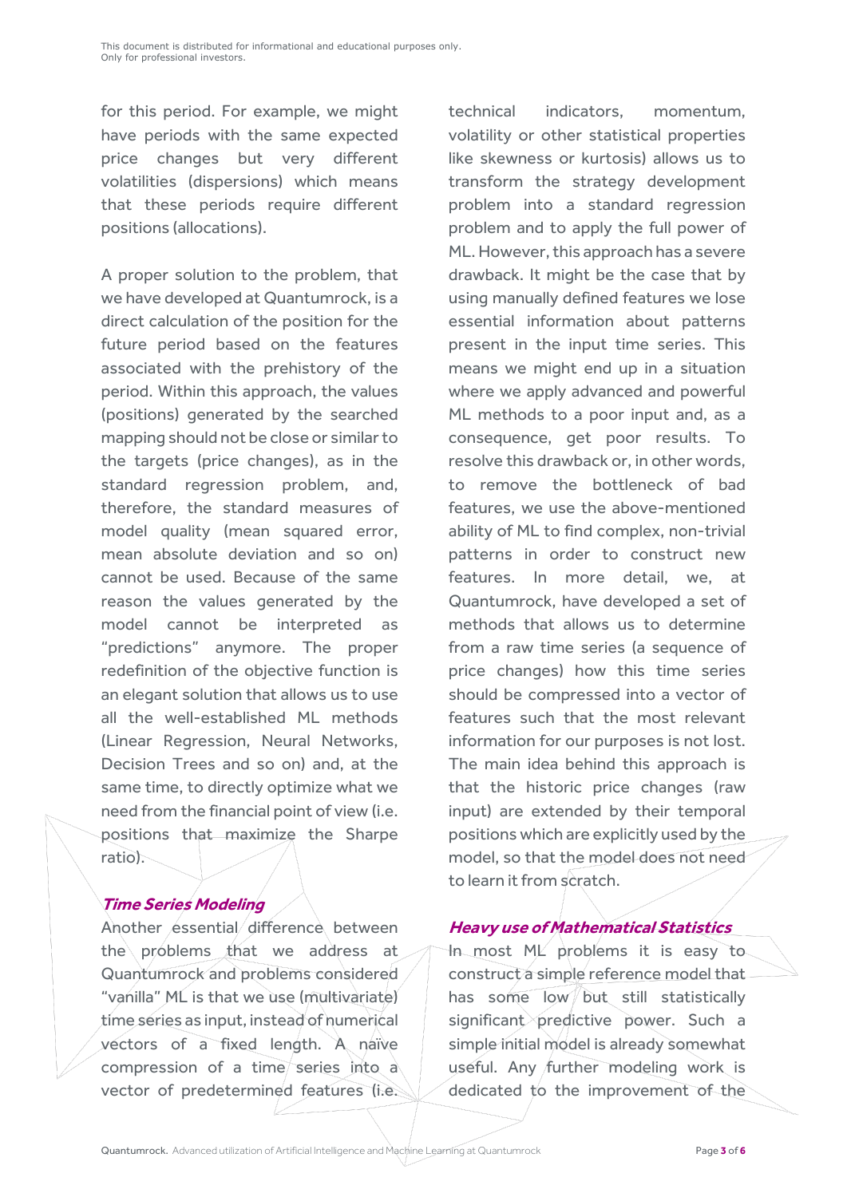for this period. For example, we might have periods with the same expected price changes but very different volatilities (dispersions) which means that these periods require different positions (allocations).

A proper solution to the problem, that we have developed at Quantumrock, is a direct calculation of the position for the future period based on the features associated with the prehistory of the period. Within this approach, the values (positions) generated by the searched mapping should not be close or similar to the targets (price changes), as in the standard regression problem, and, therefore, the standard measures of model quality (mean squared error, mean absolute deviation and so on) cannot be used. Because of the same reason the values generated by the model cannot be interpreted as "predictions" anymore. The proper redefinition of the objective function is an elegant solution that allows us to use all the well-established ML methods (Linear Regression, Neural Networks, Decision Trees and so on) and, at the same time, to directly optimize what we need from the financial point of view (i.e. positions that maximize the Sharpe ratio).

### *Time Series Modeling*

Another essential difference between the problems that we address at Quantumrock and problems considered "vanilla" ML is that we use (multivariate) time series as input, instead of numerical vectors of a fixed length. A naïve compression of a time series into a vector of predetermined features (i.e. technical indicators, momentum, volatility or other statistical properties like skewness or kurtosis) allows us to transform the strategy development problem into a standard regression problem and to apply the full power of ML. However, this approach has a severe drawback. It might be the case that by using manually defined features we lose essential information about patterns present in the input time series. This means we might end up in a situation where we apply advanced and powerful ML methods to a poor input and, as a consequence, get poor results. To resolve this drawback or, in other words, to remove the bottleneck of bad features, we use the above-mentioned ability of ML to find complex, non-trivial patterns in order to construct new features. In more detail, we, at Quantumrock, have developed a set of methods that allows us to determine from a raw time series (a sequence of price changes) how this time series should be compressed into a vector of features such that the most relevant information for our purposes is not lost. The main idea behind this approach is that the historic price changes (raw input) are extended by their temporal positions which are explicitly used by the model, so that the model does not need to learn it from scratch.

### *Heavy use of Mathematical Statistics*

In most ML problems it is easy to construct a simple reference model that has some low but still statistically significant predictive power. Such a simple initial model is already somewhat useful. Any further modeling work is dedicated to the improvement of the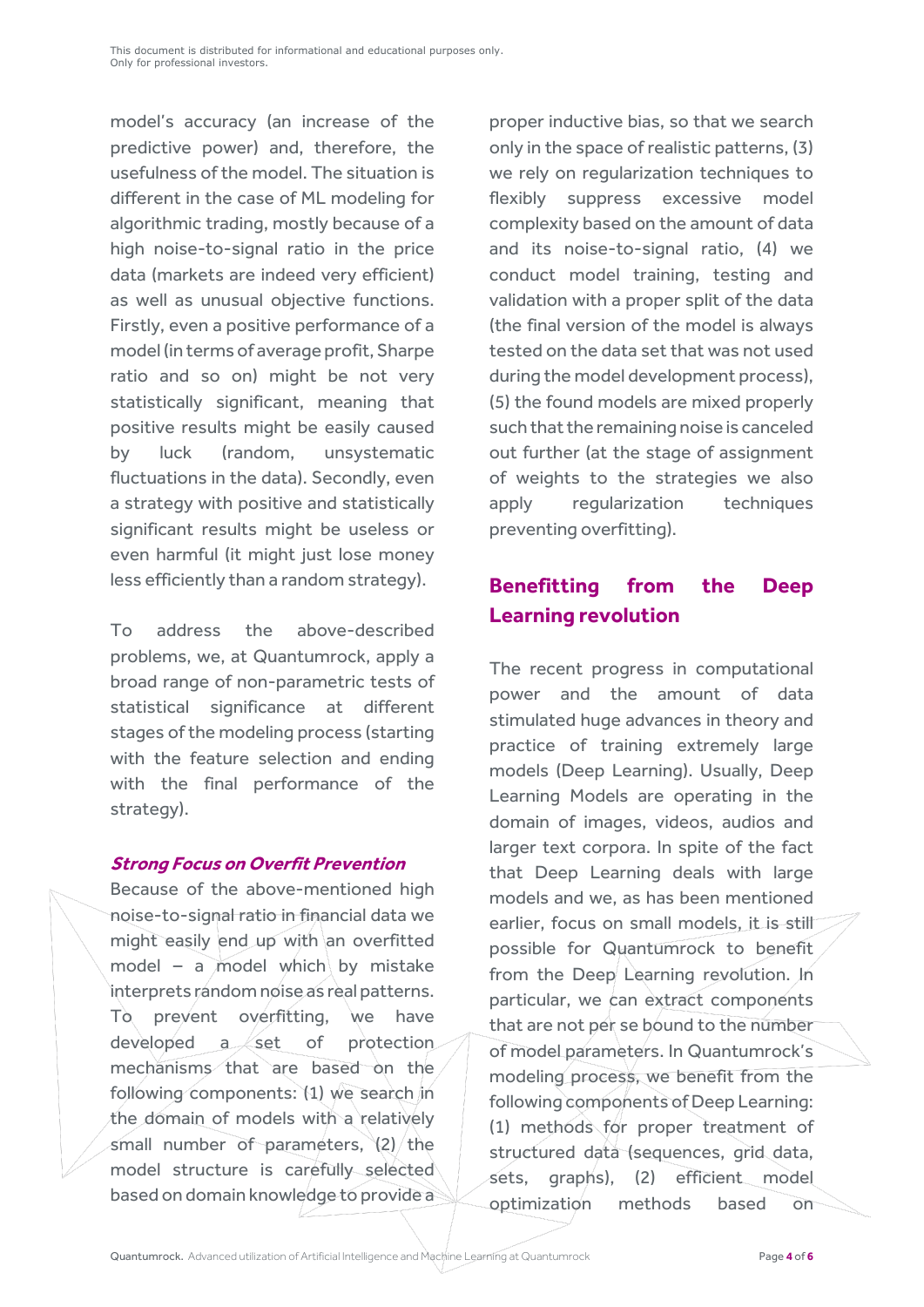model's accuracy (an increase of the predictive power) and, therefore, the usefulness of the model. The situation is different in the case of ML modeling for algorithmic trading, mostly because of a high noise-to-signal ratio in the price data (markets are indeed very efficient) as well as unusual objective functions. Firstly, even a positive performance of a model (in terms of average profit, Sharpe ratio and so on) might be not very statistically significant, meaning that positive results might be easily caused by luck (random, unsystematic fluctuations in the data). Secondly, even a strategy with positive and statistically significant results might be useless or even harmful (it might just lose money less efficiently than a random strategy).

To address the above-described problems, we, at Quantumrock, apply a broad range of non-parametric tests of statistical significance at different stages of the modeling process (starting with the feature selection and ending with the final performance of the strategy).

### ***Strong Focus on Overfit Prevention***

Because of the above-mentioned high noise-to-signal ratio in financial data we might easily end up with an overfitted model – a model which by mistake interprets random noise as real patterns. To prevent overfitting, we have developed a set of protection mechanisms that are based on the following components: (1) we search in the domain of models with a relatively small number of parameters, (2) the model structure is carefully selected based on domain knowledge to provide a proper inductive bias, so that we search only in the space of realistic patterns, (3) we rely on regularization techniques to flexibly suppress excessive model complexity based on the amount of data and its noise-to-signal ratio, (4) we conduct model training, testing and validation with a proper split of the data (the final version of the model is always tested on the data set that was not used during the model development process), (5) the found models are mixed properly such that the remaining noise is canceled out further (at the stage of assignment of weights to the strategies we also apply regularization techniques preventing overfitting).

## Benefitting from the Deep Learning revolution

The recent progress in computational power and the amount of data stimulated huge advances in theory and practice of training extremely large models (Deep Learning). Usually, Deep Learning Models are operating in the domain of images, videos, audios and larger text corpora. In spite of the fact that Deep Learning deals with large models and we, as has been mentioned earlier, focus on small models, it is still possible for Quantumrock to benefit from the Deep Learning revolution. In particular, we can extract components that are not per se bound to the number of model parameters. In Quantumrock's modeling process, we benefit from the following components of Deep Learning: (1) methods for proper treatment of structured data (sequences, grid data, sets, graphs), (2) efficient model optimization methods based on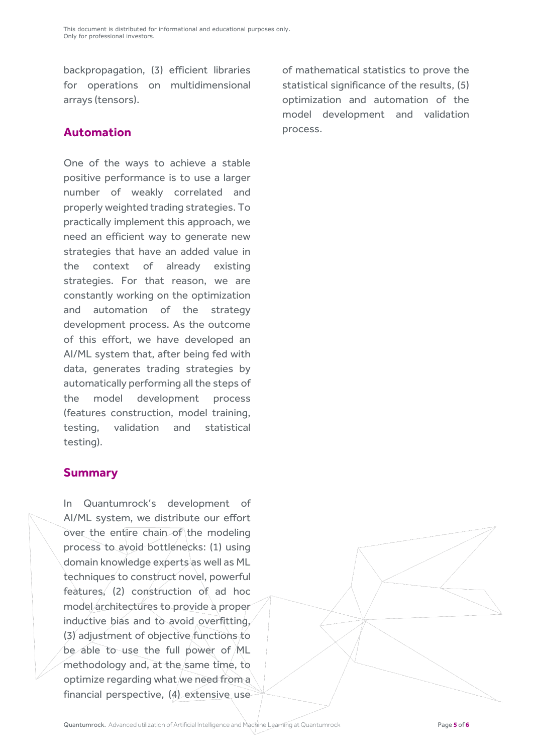backpropagation, (3) efficient libraries for operations on multidimensional arrays (tensors).

## Automation

One of the ways to achieve a stable positive performance is to use a larger number of weakly correlated and properly weighted trading strategies. To practically implement this approach, we need an efficient way to generate new strategies that have an added value in the context of already existing strategies. For that reason, we are constantly working on the optimization and automation of the strategy development process. As the outcome of this effort, we have developed an AI/ML system that, after being fed with data, generates trading strategies by automatically performing all the steps of the model development process (features construction, model training, testing, validation and statistical testing).

## Summary

In Quantumrock's development of AI/ML system, we distribute our effort over the entire chain of the modeling process to avoid bottlenecks: (1) using domain knowledge experts as well as ML techniques to construct novel, powerful features, (2) construction of ad hoc model architectures to provide a proper inductive bias and to avoid overfitting, (3) adjustment of objective functions to be able to use the full power of ML methodology and, at the same time, to optimize regarding what we need from a financial perspective, (4) extensive use of mathematical statistics to prove the statistical significance of the results, (5) optimization and automation of the model development and validation process.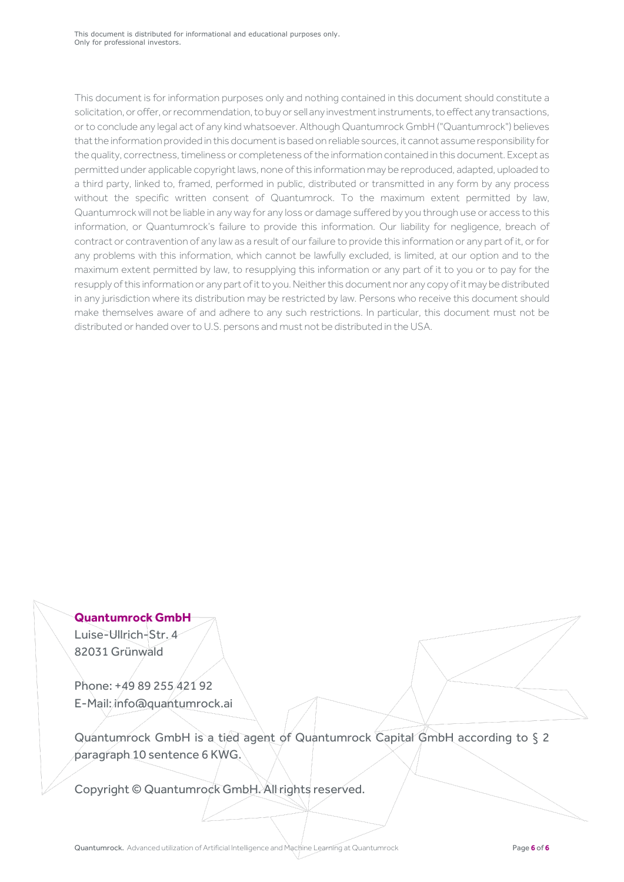This document is distributed for informational and educational purposes only.
Only for professional investors.

This document is for information purposes only and nothing contained in this document should constitute a solicitation, or offer, or recommendation, to buy or sell any investment instruments, to effect any transactions, or to conclude any legal act of any kind whatsoever. Although Quantumrock GmbH ("Quantumrock") believes that the information provided in this document is based on reliable sources, it cannot assume responsibility for the quality, correctness, timeliness or completeness of the information contained in this document. Except as permitted under applicable copyright laws, none of this information may be reproduced, adapted, uploaded to a third party, linked to, framed, performed in public, distributed or transmitted in any form by any process without the specific written consent of Quantumrock. To the maximum extent permitted by law, Quantumrock will not be liable in any way for any loss or damage suffered by you through use or access to this information, or Quantumrock's failure to provide this information. Our liability for negligence, breach of contract or contravention of any law as a result of our failure to provide this information or any part of it, or for any problems with this information, which cannot be lawfully excluded, is limited, at our option and to the maximum extent permitted by law, to resupplying this information or any part of it to you or to pay for the resupply of this information or any part of it to you. Neither this document nor any copy of it may be distributed in any jurisdiction where its distribution may be restricted by law. Persons who receive this document should make themselves aware of and adhere to any such restrictions. In particular, this document must not be distributed or handed over to U.S. persons and must not be distributed in the USA.

**Quantumrock GmbH**
Luise-Ullrich-Str. 4
82031 Grünwald

Phone: +49 89 255 421 92
E-Mail: info@quantumrock.ai

Quantumrock GmbH is a tied agent of Quantumrock Capital GmbH according to § 2 paragraph 10 sentence 6 KWG.

Copyright © Quantumrock GmbH. All rights reserved.